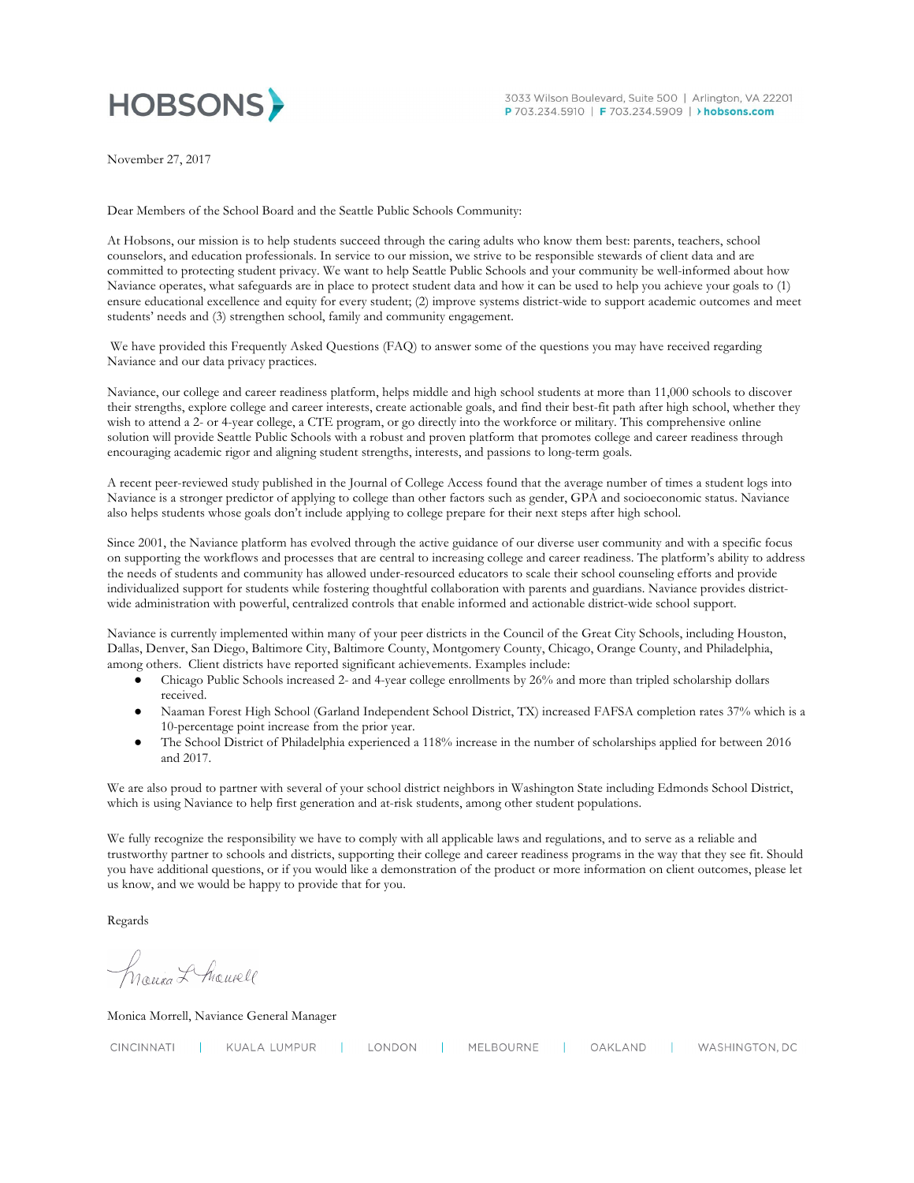HOBSONS

3033 Wilson Boulevard, Suite 500 | Arlington, VA 22201
P 703.234.5910 | F 703.234.5909 | hobsons.com

November 27, 2017

Dear Members of the School Board and the Seattle Public Schools Community:

At Hobsons, our mission is to help students succeed through the caring adults who know them best: parents, teachers, school counselors, and education professionals. In service to our mission, we strive to be responsible stewards of client data and are committed to protecting student privacy. We want to help Seattle Public Schools and your community be well-informed about how Naviance operates, what safeguards are in place to protect student data and how it can be used to help you achieve your goals to (1) ensure educational excellence and equity for every student; (2) improve systems district-wide to support academic outcomes and meet students' needs and (3) strengthen school, family and community engagement.

We have provided this Frequently Asked Questions (FAQ) to answer some of the questions you may have received regarding Naviance and our data privacy practices.

Naviance, our college and career readiness platform, helps middle and high school students at more than 11,000 schools to discover their strengths, explore college and career interests, create actionable goals, and find their best-fit path after high school, whether they wish to attend a 2- or 4-year college, a CTE program, or go directly into the workforce or military. This comprehensive online solution will provide Seattle Public Schools with a robust and proven platform that promotes college and career readiness through encouraging academic rigor and aligning student strengths, interests, and passions to long-term goals.

A recent peer-reviewed study published in the Journal of College Access found that the average number of times a student logs into Naviance is a stronger predictor of applying to college than other factors such as gender, GPA and socioeconomic status. Naviance also helps students whose goals don't include applying to college prepare for their next steps after high school.

Since 2001, the Naviance platform has evolved through the active guidance of our diverse user community and with a specific focus on supporting the workflows and processes that are central to increasing college and career readiness. The platform's ability to address the needs of students and community has allowed under-resourced educators to scale their school counseling efforts and provide individualized support for students while fostering thoughtful collaboration with parents and guardians. Naviance provides district-wide administration with powerful, centralized controls that enable informed and actionable district-wide school support.

Naviance is currently implemented within many of your peer districts in the Council of the Great City Schools, including Houston, Dallas, Denver, San Diego, Baltimore City, Baltimore County, Montgomery County, Chicago, Orange County, and Philadelphia, among others. Client districts have reported significant achievements. Examples include:

- Chicago Public Schools increased 2- and 4-year college enrollments by 26% and more than tripled scholarship dollars received.
- Naaman Forest High School (Garland Independent School District, TX) increased FAFSA completion rates 37% which is a 10-percentage point increase from the prior year.
- The School District of Philadelphia experienced a 118% increase in the number of scholarships applied for between 2016 and 2017.

We are also proud to partner with several of your school district neighbors in Washington State including Edmonds School District, which is using Naviance to help first generation and at-risk students, among other student populations.

We fully recognize the responsibility we have to comply with all applicable laws and regulations, and to serve as a reliable and trustworthy partner to schools and districts, supporting their college and career readiness programs in the way that they see fit. Should you have additional questions, or if you would like a demonstration of the product or more information on client outcomes, please let us know, and we would be happy to provide that for you.

Regards

Monica L Morrell

Monica Morrell, Naviance General Manager

CINCINNATI | KUALA LUMPUR | LONDON | MELBOURNE | OAKLAND | WASHINGTON, DC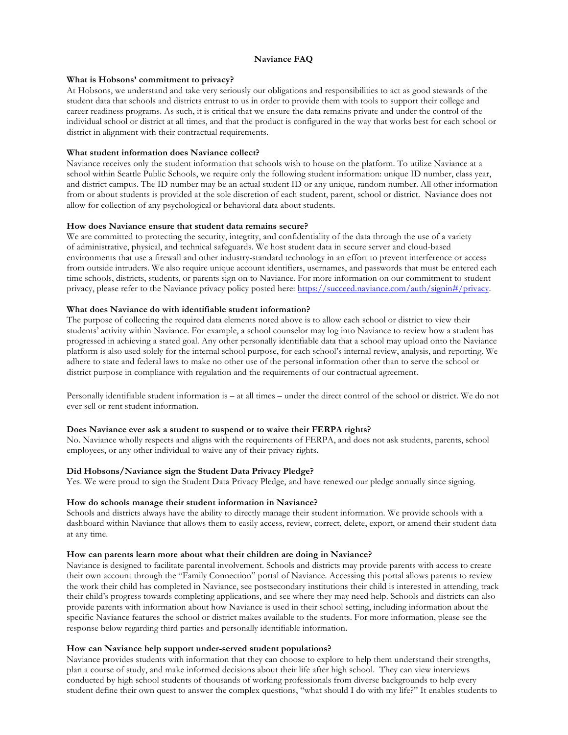# Naviance FAQ

**What is Hobsons' commitment to privacy?**

At Hobsons, we understand and take very seriously our obligations and responsibilities to act as good stewards of the student data that schools and districts entrust to us in order to provide them with tools to support their college and career readiness programs. As such, it is critical that we ensure the data remains private and under the control of the individual school or district at all times, and that the product is configured in the way that works best for each school or district in alignment with their contractual requirements.

**What student information does Naviance collect?**

Naviance receives only the student information that schools wish to house on the platform. To utilize Naviance at a school within Seattle Public Schools, we require only the following student information: unique ID number, class year, and district campus. The ID number may be an actual student ID or any unique, random number. All other information from or about students is provided at the sole discretion of each student, parent, school or district. Naviance does not allow for collection of any psychological or behavioral data about students.

**How does Naviance ensure that student data remains secure?**

We are committed to protecting the security, integrity, and confidentiality of the data through the use of a variety of administrative, physical, and technical safeguards. We host student data in secure server and cloud-based environments that use a firewall and other industry-standard technology in an effort to prevent interference or access from outside intruders. We also require unique account identifiers, usernames, and passwords that must be entered each time schools, districts, students, or parents sign on to Naviance. For more information on our commitment to student privacy, please refer to the Naviance privacy policy posted here: https://succeed.naviance.com/auth/signin#/privacy.

**What does Naviance do with identifiable student information?**

The purpose of collecting the required data elements noted above is to allow each school or district to view their students' activity within Naviance. For example, a school counselor may log into Naviance to review how a student has progressed in achieving a stated goal. Any other personally identifiable data that a school may upload onto the Naviance platform is also used solely for the internal school purpose, for each school's internal review, analysis, and reporting. We adhere to state and federal laws to make no other use of the personal information other than to serve the school or district purpose in compliance with regulation and the requirements of our contractual agreement.

Personally identifiable student information is – at all times – under the direct control of the school or district. We do not ever sell or rent student information.

**Does Naviance ever ask a student to suspend or to waive their FERPA rights?**

No. Naviance wholly respects and aligns with the requirements of FERPA, and does not ask students, parents, school employees, or any other individual to waive any of their privacy rights.

**Did Hobsons/Naviance sign the Student Data Privacy Pledge?**

Yes. We were proud to sign the Student Data Privacy Pledge, and have renewed our pledge annually since signing.

**How do schools manage their student information in Naviance?**

Schools and districts always have the ability to directly manage their student information. We provide schools with a dashboard within Naviance that allows them to easily access, review, correct, delete, export, or amend their student data at any time.

**How can parents learn more about what their children are doing in Naviance?**

Naviance is designed to facilitate parental involvement. Schools and districts may provide parents with access to create their own account through the "Family Connection" portal of Naviance. Accessing this portal allows parents to review the work their child has completed in Naviance, see postsecondary institutions their child is interested in attending, track their child's progress towards completing applications, and see where they may need help. Schools and districts can also provide parents with information about how Naviance is used in their school setting, including information about the specific Naviance features the school or district makes available to the students. For more information, please see the response below regarding third parties and personally identifiable information.

**How can Naviance help support under-served student populations?**

Naviance provides students with information that they can choose to explore to help them understand their strengths, plan a course of study, and make informed decisions about their life after high school. They can view interviews conducted by high school students of thousands of working professionals from diverse backgrounds to help every student define their own quest to answer the complex questions, "what should I do with my life?" It enables students to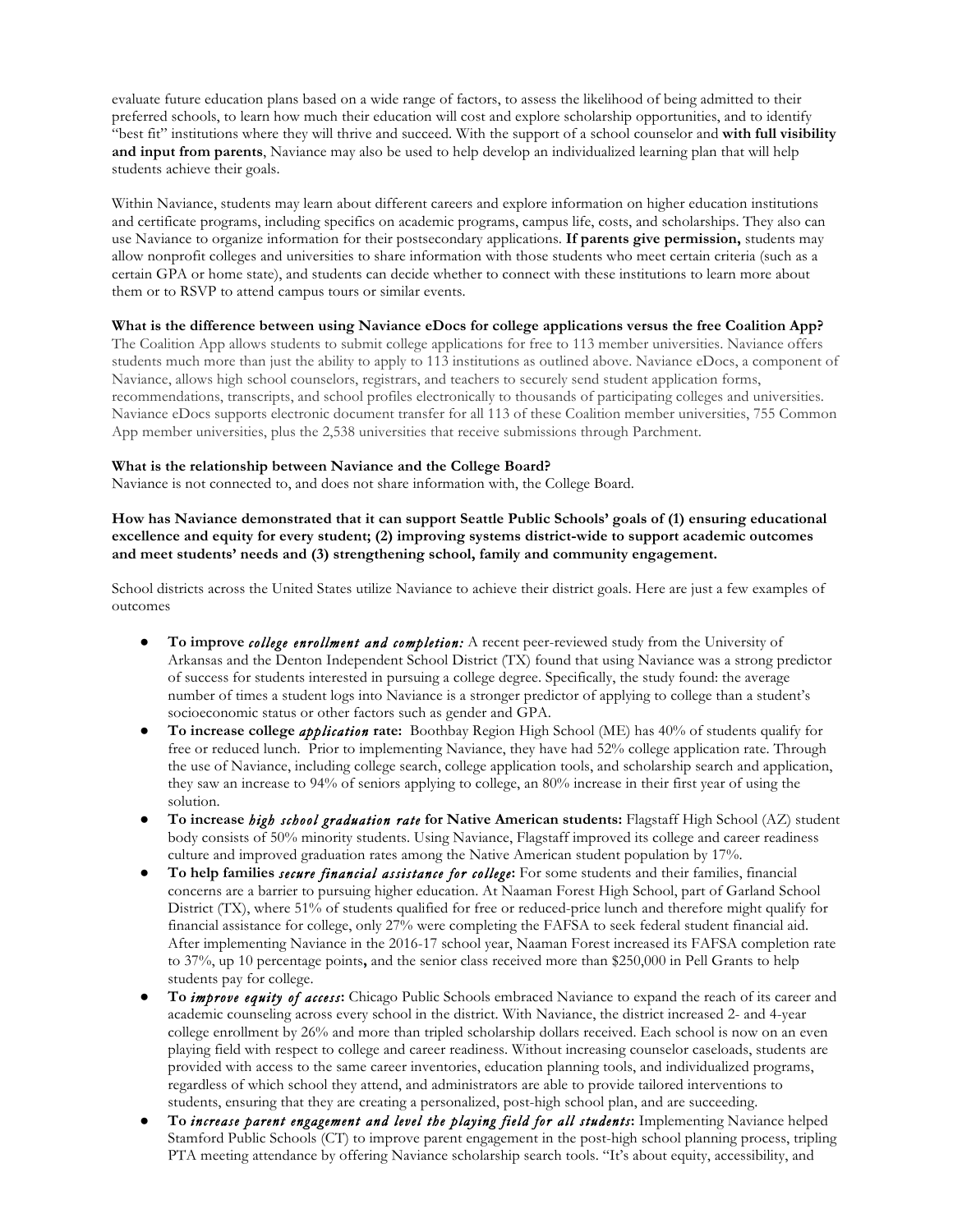evaluate future education plans based on a wide range of factors, to assess the likelihood of being admitted to their preferred schools, to learn how much their education will cost and explore scholarship opportunities, and to identify "best fit" institutions where they will thrive and succeed. With the support of a school counselor and **with full visibility and input from parents**, Naviance may also be used to help develop an individualized learning plan that will help students achieve their goals.

Within Naviance, students may learn about different careers and explore information on higher education institutions and certificate programs, including specifics on academic programs, campus life, costs, and scholarships. They also can use Naviance to organize information for their postsecondary applications. **If parents give permission,** students may allow nonprofit colleges and universities to share information with those students who meet certain criteria (such as a certain GPA or home state), and students can decide whether to connect with these institutions to learn more about them or to RSVP to attend campus tours or similar events.

**What is the difference between using Naviance eDocs for college applications versus the free Coalition App?**

The Coalition App allows students to submit college applications for free to 113 member universities. Naviance offers students much more than just the ability to apply to 113 institutions as outlined above. Naviance eDocs, a component of Naviance, allows high school counselors, registrars, and teachers to securely send student application forms, recommendations, transcripts, and school profiles electronically to thousands of participating colleges and universities. Naviance eDocs supports electronic document transfer for all 113 of these Coalition member universities, 755 Common App member universities, plus the 2,538 universities that receive submissions through Parchment.

**What is the relationship between Naviance and the College Board?**

Naviance is not connected to, and does not share information with, the College Board.

**How has Naviance demonstrated that it can support Seattle Public Schools' goals of (1) ensuring educational excellence and equity for every student; (2) improving systems district-wide to support academic outcomes and meet students' needs and (3) strengthening school, family and community engagement.**

School districts across the United States utilize Naviance to achieve their district goals. Here are just a few examples of outcomes

- **To improve *college enrollment and completion:*** A recent peer-reviewed study from the University of Arkansas and the Denton Independent School District (TX) found that using Naviance was a strong predictor of success for students interested in pursuing a college degree. Specifically, the study found: the average number of times a student logs into Naviance is a stronger predictor of applying to college than a student's socioeconomic status or other factors such as gender and GPA.
- **To increase college *application* rate:** Boothbay Region High School (ME) has 40% of students qualify for free or reduced lunch. Prior to implementing Naviance, they have had 52% college application rate. Through the use of Naviance, including college search, college application tools, and scholarship search and application, they saw an increase to 94% of seniors applying to college, an 80% increase in their first year of using the solution.
- **To increase *high school graduation rate* for Native American students:** Flagstaff High School (AZ) student body consists of 50% minority students. Using Naviance, Flagstaff improved its college and career readiness culture and improved graduation rates among the Native American student population by 17%.
- **To help families *secure financial assistance for college*:** For some students and their families, financial concerns are a barrier to pursuing higher education. At Naaman Forest High School, part of Garland School District (TX), where 51% of students qualified for free or reduced-price lunch and therefore might qualify for financial assistance for college, only 27% were completing the FAFSA to seek federal student financial aid. After implementing Naviance in the 2016-17 school year, Naaman Forest increased its FAFSA completion rate to 37%, up 10 percentage points**,** and the senior class received more than $250,000 in Pell Grants to help students pay for college.
- **To *improve equity of access*:** Chicago Public Schools embraced Naviance to expand the reach of its career and academic counseling across every school in the district. With Naviance, the district increased 2- and 4-year college enrollment by 26% and more than tripled scholarship dollars received. Each school is now on an even playing field with respect to college and career readiness. Without increasing counselor caseloads, students are provided with access to the same career inventories, education planning tools, and individualized programs, regardless of which school they attend, and administrators are able to provide tailored interventions to students, ensuring that they are creating a personalized, post-high school plan, and are succeeding.
- **To *increase parent engagement and level the playing field for all students*:** Implementing Naviance helped Stamford Public Schools (CT) to improve parent engagement in the post-high school planning process, tripling PTA meeting attendance by offering Naviance scholarship search tools. "It's about equity, accessibility, and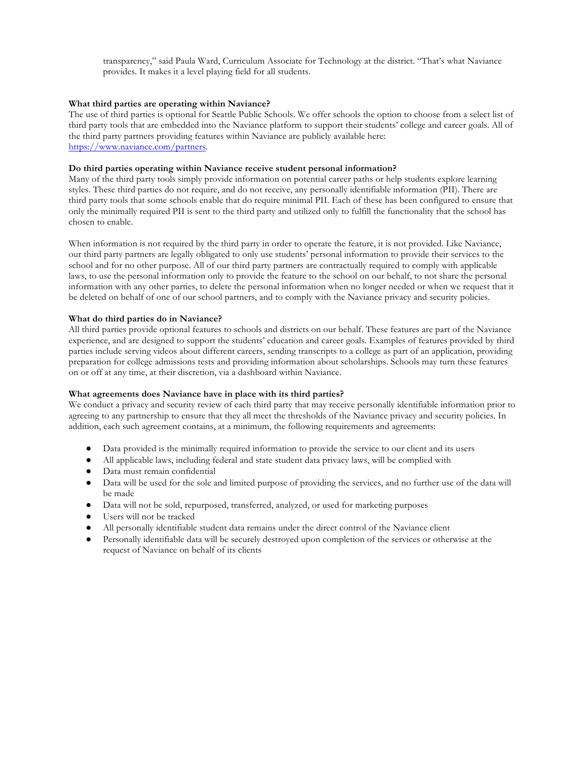transparency," said Paula Ward, Curriculum Associate for Technology at the district. "That's what Naviance provides. It makes it a level playing field for all students.

**What third parties are operating within Naviance?**

The use of third parties is optional for Seattle Public Schools. We offer schools the option to choose from a select list of third party tools that are embedded into the Naviance platform to support their students' college and career goals. All of the third party partners providing features within Naviance are publicly available here: [https://www.naviance.com/partners](https://www.naviance.com/partners).

**Do third parties operating within Naviance receive student personal information?**

Many of the third party tools simply provide information on potential career paths or help students explore learning styles. These third parties do not require, and do not receive, any personally identifiable information (PII). There are third party tools that some schools enable that do require minimal PII. Each of these has been configured to ensure that only the minimally required PII is sent to the third party and utilized only to fulfill the functionality that the school has chosen to enable.

When information is not required by the third party in order to operate the feature, it is not provided. Like Naviance, our third party partners are legally obligated to only use students' personal information to provide their services to the school and for no other purpose. All of our third party partners are contractually required to comply with applicable laws, to use the personal information only to provide the feature to the school on our behalf, to not share the personal information with any other parties, to delete the personal information when no longer needed or when we request that it be deleted on behalf of one of our school partners, and to comply with the Naviance privacy and security policies.

**What do third parties do in Naviance?**

All third parties provide optional features to schools and districts on our behalf. These features are part of the Naviance experience, and are designed to support the students' education and career goals. Examples of features provided by third parties include serving videos about different careers, sending transcripts to a college as part of an application, providing preparation for college admissions tests and providing information about scholarships. Schools may turn these features on or off at any time, at their discretion, via a dashboard within Naviance.

**What agreements does Naviance have in place with its third parties?**

We conduct a privacy and security review of each third party that may receive personally identifiable information prior to agreeing to any partnership to ensure that they all meet the thresholds of the Naviance privacy and security policies. In addition, each such agreement contains, at a minimum, the following requirements and agreements:

- Data provided is the minimally required information to provide the service to our client and its users
- All applicable laws, including federal and state student data privacy laws, will be complied with
- Data must remain confidential
- Data will be used for the sole and limited purpose of providing the services, and no further use of the data will be made
- Data will not be sold, repurposed, transferred, analyzed, or used for marketing purposes
- Users will not be tracked
- All personally identifiable student data remains under the direct control of the Naviance client
- Personally identifiable data will be securely destroyed upon completion of the services or otherwise at the request of Naviance on behalf of its clients